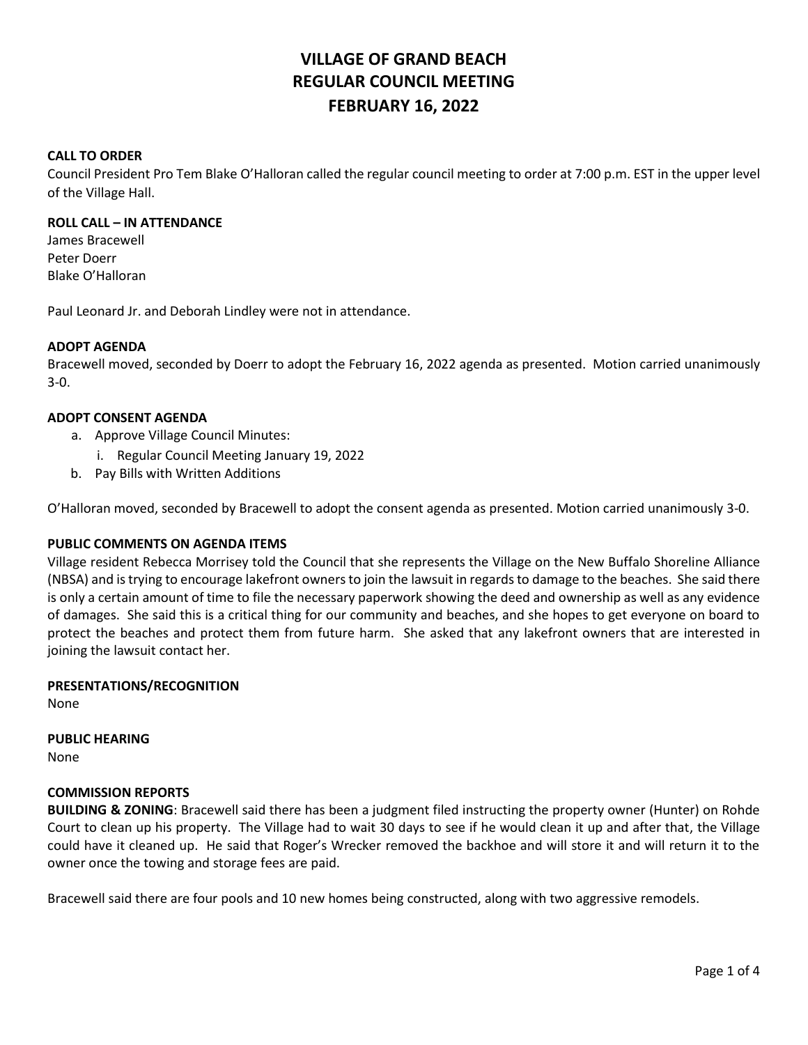# VILLAGE OF GRAND BEACH
# REGULAR COUNCIL MEETING
# FEBRUARY 16, 2022

### CALL TO ORDER

Council President Pro Tem Blake O'Halloran called the regular council meeting to order at 7:00 p.m. EST in the upper level of the Village Hall.

### ROLL CALL – IN ATTENDANCE

James Bracewell
Peter Doerr
Blake O'Halloran

Paul Leonard Jr. and Deborah Lindley were not in attendance.

### ADOPT AGENDA

Bracewell moved, seconded by Doerr to adopt the February 16, 2022 agenda as presented. Motion carried unanimously 3-0.

### ADOPT CONSENT AGENDA

a. Approve Village Council Minutes:
    i. Regular Council Meeting January 19, 2022
b. Pay Bills with Written Additions

O'Halloran moved, seconded by Bracewell to adopt the consent agenda as presented. Motion carried unanimously 3-0.

### PUBLIC COMMENTS ON AGENDA ITEMS

Village resident Rebecca Morrisey told the Council that she represents the Village on the New Buffalo Shoreline Alliance (NBSA) and is trying to encourage lakefront owners to join the lawsuit in regards to damage to the beaches. She said there is only a certain amount of time to file the necessary paperwork showing the deed and ownership as well as any evidence of damages. She said this is a critical thing for our community and beaches, and she hopes to get everyone on board to protect the beaches and protect them from future harm. She asked that any lakefront owners that are interested in joining the lawsuit contact her.

### PRESENTATIONS/RECOGNITION

None

### PUBLIC HEARING

None

### COMMISSION REPORTS

**BUILDING & ZONING**: Bracewell said there has been a judgment filed instructing the property owner (Hunter) on Rohde Court to clean up his property. The Village had to wait 30 days to see if he would clean it up and after that, the Village could have it cleaned up. He said that Roger's Wrecker removed the backhoe and will store it and will return it to the owner once the towing and storage fees are paid.

Bracewell said there are four pools and 10 new homes being constructed, along with two aggressive remodels.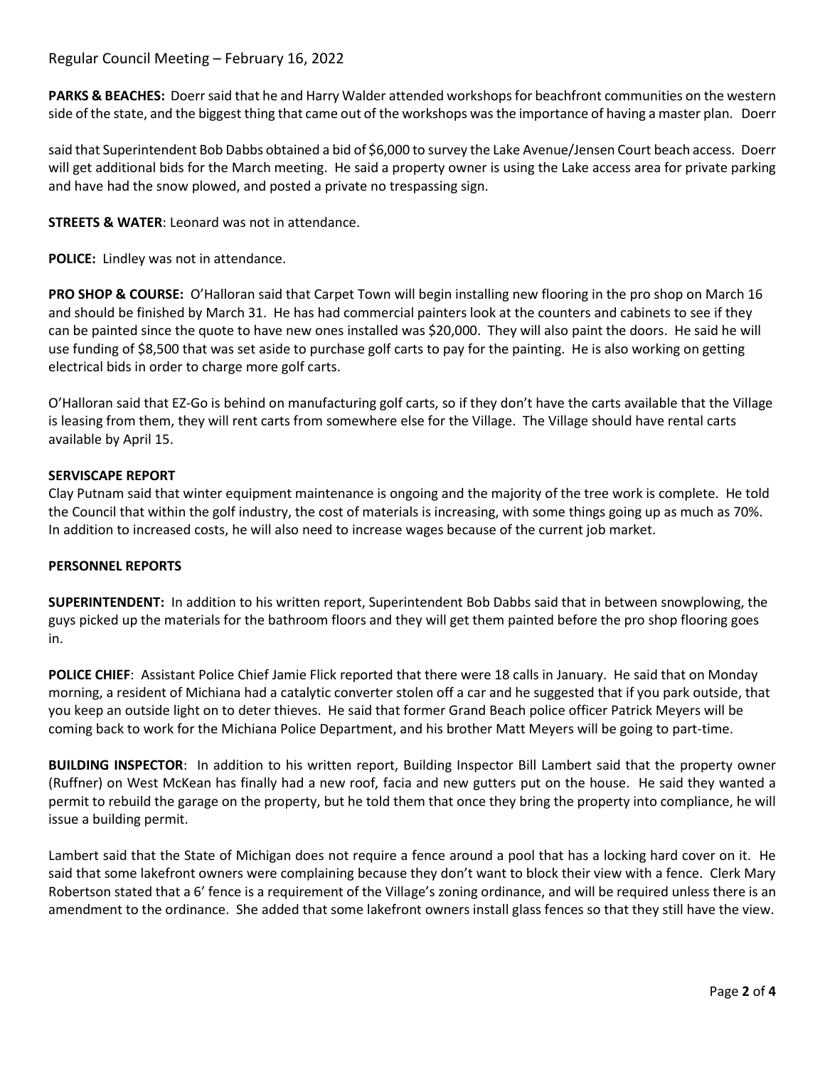**PARKS & BEACHES:** Doerr said that he and Harry Walder attended workshops for beachfront communities on the western side of the state, and the biggest thing that came out of the workshops was the importance of having a master plan. Doerr

said that Superintendent Bob Dabbs obtained a bid of $6,000 to survey the Lake Avenue/Jensen Court beach access. Doerr will get additional bids for the March meeting. He said a property owner is using the Lake access area for private parking and have had the snow plowed, and posted a private no trespassing sign.

**STREETS & WATER**: Leonard was not in attendance.

**POLICE:** Lindley was not in attendance.

**PRO SHOP & COURSE:** O'Halloran said that Carpet Town will begin installing new flooring in the pro shop on March 16 and should be finished by March 31. He has had commercial painters look at the counters and cabinets to see if they can be painted since the quote to have new ones installed was $20,000. They will also paint the doors. He said he will use funding of $8,500 that was set aside to purchase golf carts to pay for the painting. He is also working on getting electrical bids in order to charge more golf carts.

O'Halloran said that EZ-Go is behind on manufacturing golf carts, so if they don't have the carts available that the Village is leasing from them, they will rent carts from somewhere else for the Village. The Village should have rental carts available by April 15.

**SERVISCAPE REPORT**

Clay Putnam said that winter equipment maintenance is ongoing and the majority of the tree work is complete. He told the Council that within the golf industry, the cost of materials is increasing, with some things going up as much as 70%. In addition to increased costs, he will also need to increase wages because of the current job market.

**PERSONNEL REPORTS**

**SUPERINTENDENT:** In addition to his written report, Superintendent Bob Dabbs said that in between snowplowing, the guys picked up the materials for the bathroom floors and they will get them painted before the pro shop flooring goes in.

**POLICE CHIEF**: Assistant Police Chief Jamie Flick reported that there were 18 calls in January. He said that on Monday morning, a resident of Michiana had a catalytic converter stolen off a car and he suggested that if you park outside, that you keep an outside light on to deter thieves. He said that former Grand Beach police officer Patrick Meyers will be coming back to work for the Michiana Police Department, and his brother Matt Meyers will be going to part-time.

**BUILDING INSPECTOR**: In addition to his written report, Building Inspector Bill Lambert said that the property owner (Ruffner) on West McKean has finally had a new roof, facia and new gutters put on the house. He said they wanted a permit to rebuild the garage on the property, but he told them that once they bring the property into compliance, he will issue a building permit.

Lambert said that the State of Michigan does not require a fence around a pool that has a locking hard cover on it. He said that some lakefront owners were complaining because they don't want to block their view with a fence. Clerk Mary Robertson stated that a 6' fence is a requirement of the Village's zoning ordinance, and will be required unless there is an amendment to the ordinance. She added that some lakefront owners install glass fences so that they still have the view.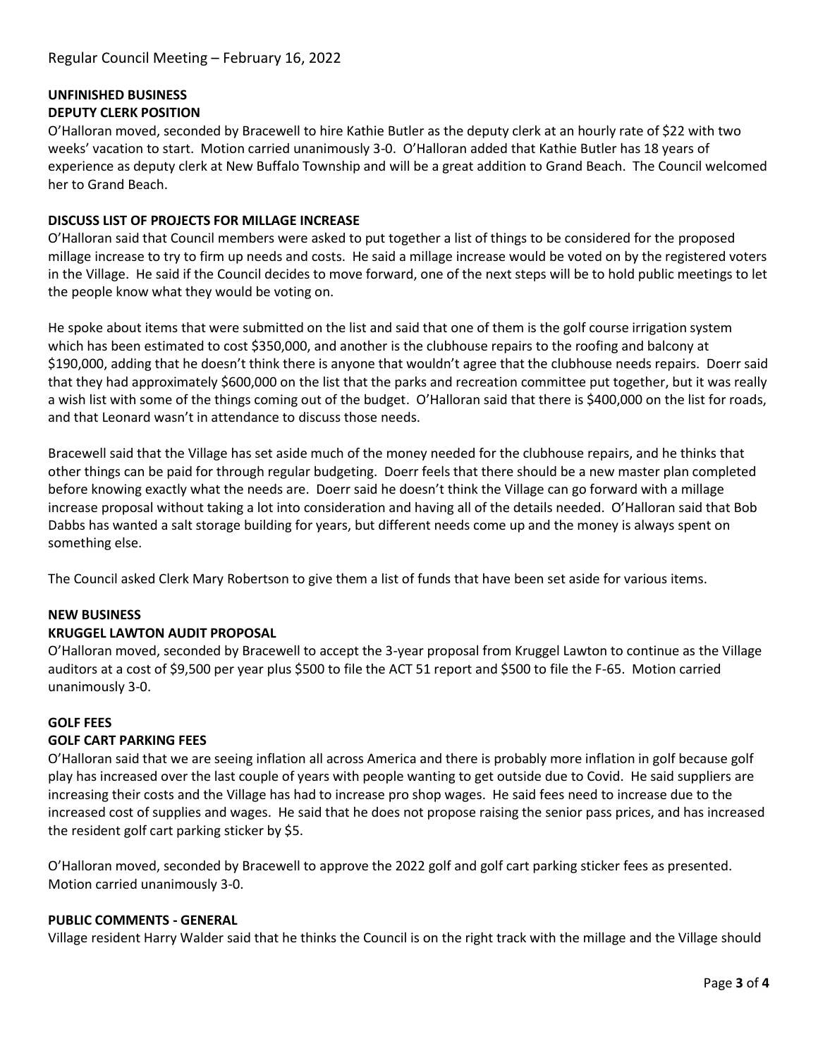Regular Council Meeting – February 16, 2022

**UNFINISHED BUSINESS**
**DEPUTY CLERK POSITION**

O'Halloran moved, seconded by Bracewell to hire Kathie Butler as the deputy clerk at an hourly rate of $22 with two weeks' vacation to start. Motion carried unanimously 3-0. O'Halloran added that Kathie Butler has 18 years of experience as deputy clerk at New Buffalo Township and will be a great addition to Grand Beach. The Council welcomed her to Grand Beach.

**DISCUSS LIST OF PROJECTS FOR MILLAGE INCREASE**

O'Halloran said that Council members were asked to put together a list of things to be considered for the proposed millage increase to try to firm up needs and costs. He said a millage increase would be voted on by the registered voters in the Village. He said if the Council decides to move forward, one of the next steps will be to hold public meetings to let the people know what they would be voting on.

He spoke about items that were submitted on the list and said that one of them is the golf course irrigation system which has been estimated to cost $350,000, and another is the clubhouse repairs to the roofing and balcony at $190,000, adding that he doesn't think there is anyone that wouldn't agree that the clubhouse needs repairs. Doerr said that they had approximately $600,000 on the list that the parks and recreation committee put together, but it was really a wish list with some of the things coming out of the budget. O'Halloran said that there is $400,000 on the list for roads, and that Leonard wasn't in attendance to discuss those needs.

Bracewell said that the Village has set aside much of the money needed for the clubhouse repairs, and he thinks that other things can be paid for through regular budgeting. Doerr feels that there should be a new master plan completed before knowing exactly what the needs are. Doerr said he doesn't think the Village can go forward with a millage increase proposal without taking a lot into consideration and having all of the details needed. O'Halloran said that Bob Dabbs has wanted a salt storage building for years, but different needs come up and the money is always spent on something else.

The Council asked Clerk Mary Robertson to give them a list of funds that have been set aside for various items.

**NEW BUSINESS**
**KRUGGEL LAWTON AUDIT PROPOSAL**

O'Halloran moved, seconded by Bracewell to accept the 3-year proposal from Kruggel Lawton to continue as the Village auditors at a cost of $9,500 per year plus $500 to file the ACT 51 report and $500 to file the F-65. Motion carried unanimously 3-0.

**GOLF FEES**
**GOLF CART PARKING FEES**

O'Halloran said that we are seeing inflation all across America and there is probably more inflation in golf because golf play has increased over the last couple of years with people wanting to get outside due to Covid. He said suppliers are increasing their costs and the Village has had to increase pro shop wages. He said fees need to increase due to the increased cost of supplies and wages. He said that he does not propose raising the senior pass prices, and has increased the resident golf cart parking sticker by $5.

O'Halloran moved, seconded by Bracewell to approve the 2022 golf and golf cart parking sticker fees as presented. Motion carried unanimously 3-0.

**PUBLIC COMMENTS - GENERAL**

Village resident Harry Walder said that he thinks the Council is on the right track with the millage and the Village should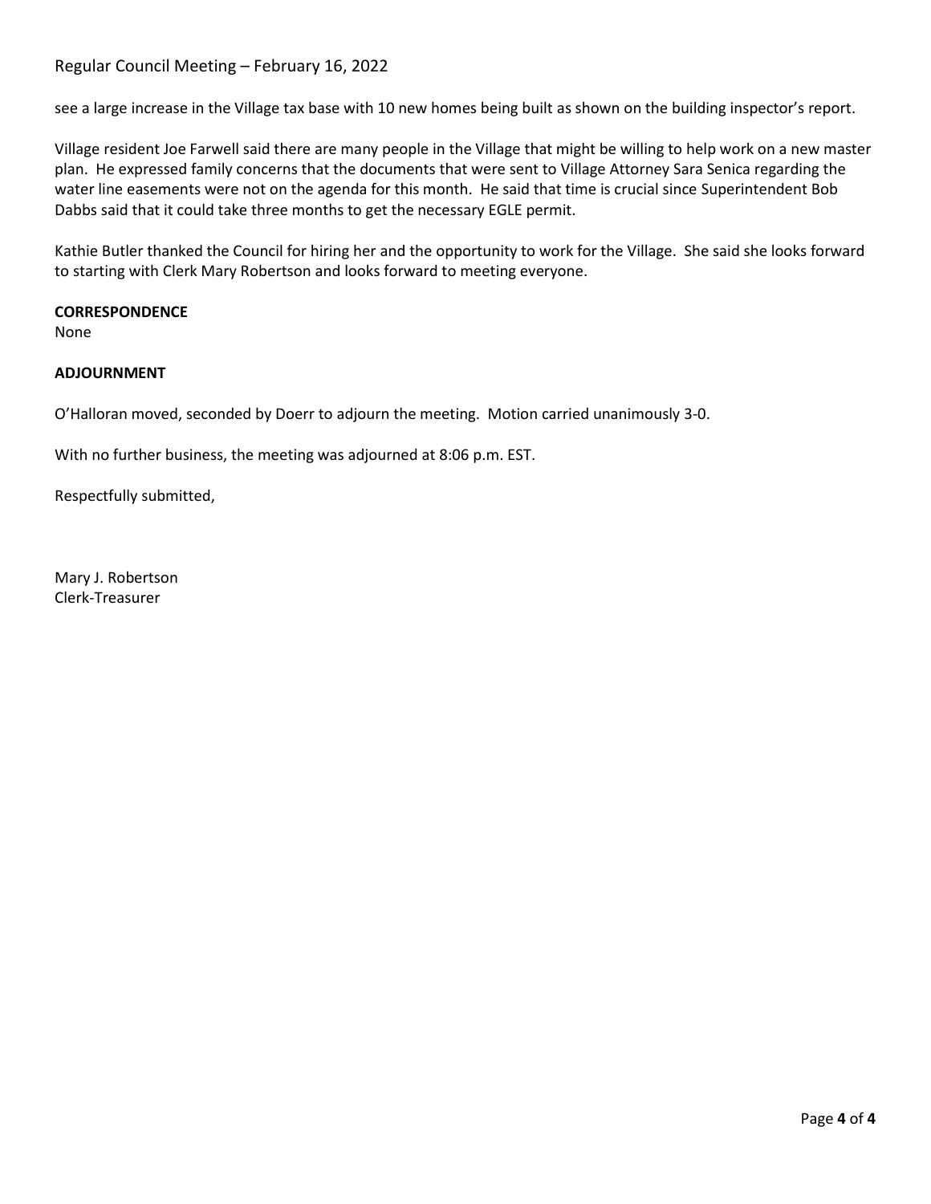see a large increase in the Village tax base with 10 new homes being built as shown on the building inspector's report.

Village resident Joe Farwell said there are many people in the Village that might be willing to help work on a new master plan. He expressed family concerns that the documents that were sent to Village Attorney Sara Senica regarding the water line easements were not on the agenda for this month. He said that time is crucial since Superintendent Bob Dabbs said that it could take three months to get the necessary EGLE permit.

Kathie Butler thanked the Council for hiring her and the opportunity to work for the Village. She said she looks forward to starting with Clerk Mary Robertson and looks forward to meeting everyone.

**CORRESPONDENCE**

None

**ADJOURNMENT**

O'Halloran moved, seconded by Doerr to adjourn the meeting. Motion carried unanimously 3-0.

With no further business, the meeting was adjourned at 8:06 p.m. EST.

Respectfully submitted,

Mary J. Robertson
Clerk-Treasurer